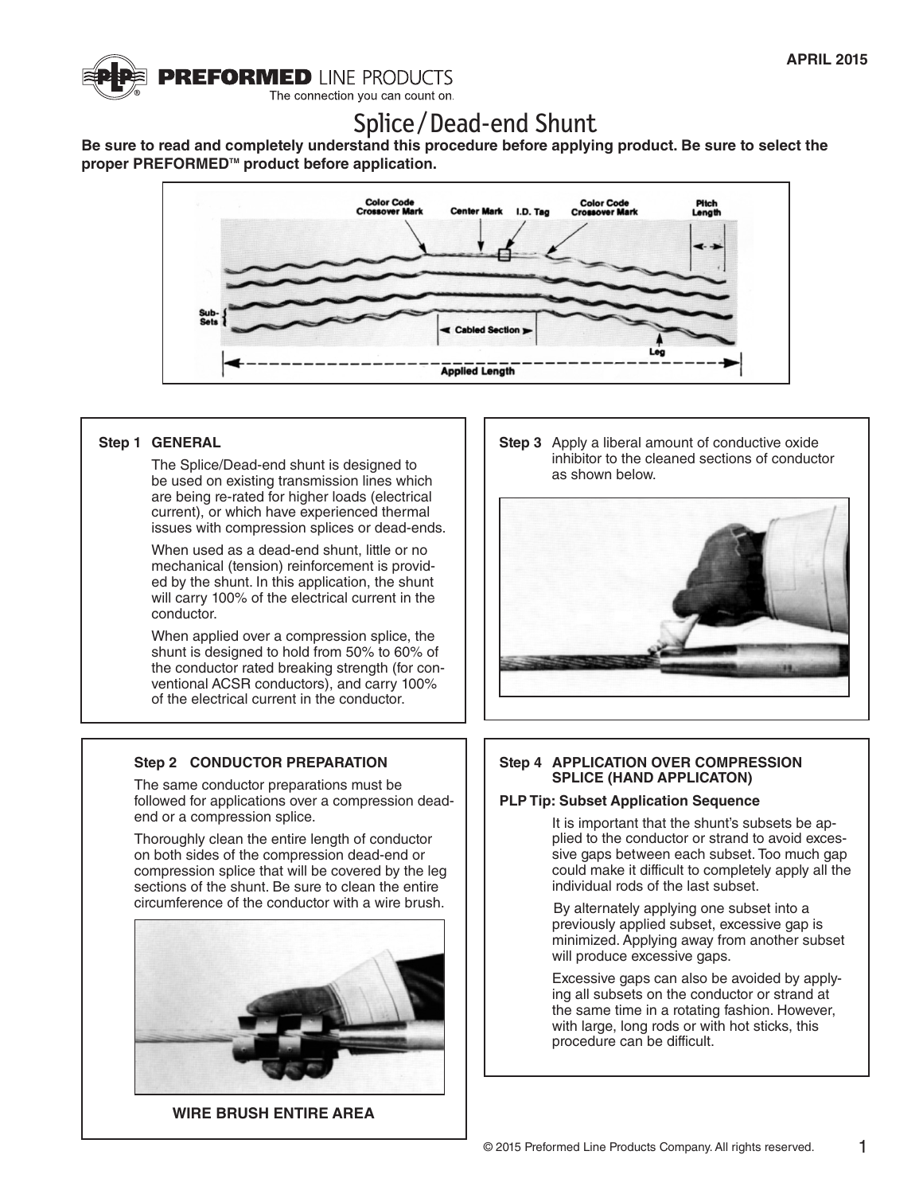PREFORMED LINE PRODUCTS
The connection you can count on.

APRIL 2015

# Splice/Dead-end Shunt

**Be sure to read and completely understand this procedure before applying product. Be sure to select the proper PREFORMED™ product before application.**

## Step 1 GENERAL

The Splice/Dead-end shunt is designed to be used on existing transmission lines which are being re-rated for higher loads (electrical current), or which have experienced thermal issues with compression splices or dead-ends.

When used as a dead-end shunt, little or no mechanical (tension) reinforcement is provided by the shunt. In this application, the shunt will carry 100% of the electrical current in the conductor.

When applied over a compression splice, the shunt is designed to hold from 50% to 60% of the conductor rated breaking strength (for conventional ACSR conductors), and carry 100% of the electrical current in the conductor.

## Step 2 CONDUCTOR PREPARATION

The same conductor preparations must be followed for applications over a compression dead-end or a compression splice.

Thoroughly clean the entire length of conductor on both sides of the compression dead-end or compression splice that will be covered by the leg sections of the shunt. Be sure to clean the entire circumference of the conductor with a wire brush.

**WIRE BRUSH ENTIRE AREA**

## Step 3

Apply a liberal amount of conductive oxide inhibitor to the cleaned sections of conductor as shown below.

## Step 4 APPLICATION OVER COMPRESSION SPLICE (HAND APPLICATON)

**PLP Tip: Subset Application Sequence**

It is important that the shunt's subsets be applied to the conductor or strand to avoid excessive gaps between each subset. Too much gap could make it difficult to completely apply all the individual rods of the last subset.

By alternately applying one subset into a previously applied subset, excessive gap is minimized. Applying away from another subset will produce excessive gaps.

Excessive gaps can also be avoided by applying all subsets on the conductor or strand at the same time in a rotating fashion. However, with large, long rods or with hot sticks, this procedure can be difficult.

© 2015 Preformed Line Products Company. All rights reserved.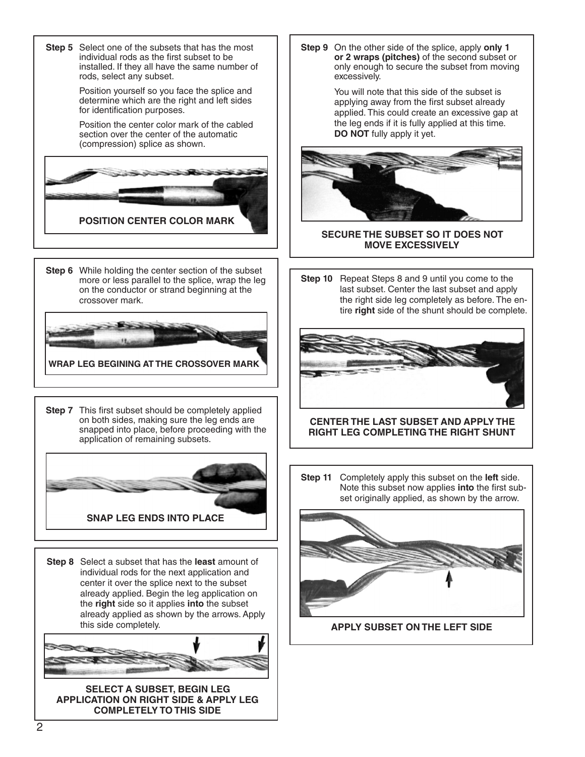**Step 5** Select one of the subsets that has the most individual rods as the first subset to be installed. If they all have the same number of rods, select any subset.

Position yourself so you face the splice and determine which are the right and left sides for identification purposes.

Position the center color mark of the cabled section over the center of the automatic (compression) splice as shown.

**POSITION CENTER COLOR MARK**

**Step 6** While holding the center section of the subset more or less parallel to the splice, wrap the leg on the conductor or strand beginning at the crossover mark.

**WRAP LEG BEGINING AT THE CROSSOVER MARK**

**Step 7** This first subset should be completely applied on both sides, making sure the leg ends are snapped into place, before proceeding with the application of remaining subsets.

**SNAP LEG ENDS INTO PLACE**

**Step 8** Select a subset that has the **least** amount of individual rods for the next application and center it over the splice next to the subset already applied. Begin the leg application on the **right** side so it applies **into** the subset already applied as shown by the arrows. Apply this side completely.

**SELECT A SUBSET, BEGIN LEG APPLICATION ON RIGHT SIDE & APPLY LEG COMPLETELY TO THIS SIDE**

**Step 9** On the other side of the splice, apply **only 1 or 2 wraps (pitches)** of the second subset or only enough to secure the subset from moving excessively.

You will note that this side of the subset is applying away from the first subset already applied. This could create an excessive gap at the leg ends if it is fully applied at this time. **DO NOT** fully apply it yet.

**SECURE THE SUBSET SO IT DOES NOT MOVE EXCESSIVELY**

**Step 10** Repeat Steps 8 and 9 until you come to the last subset. Center the last subset and apply the right side leg completely as before. The entire **right** side of the shunt should be complete.

**CENTER THE LAST SUBSET AND APPLY THE RIGHT LEG COMPLETING THE RIGHT SHUNT**

**Step 11** Completely apply this subset on the **left** side. Note this subset now applies **into** the first subset originally applied, as shown by the arrow.

**APPLY SUBSET ON THE LEFT SIDE**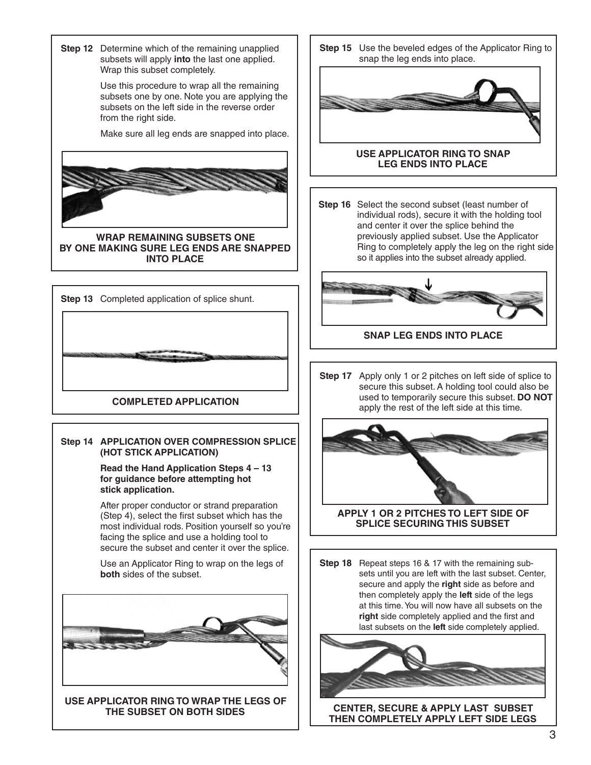**Step 12** Determine which of the remaining unapplied subsets will apply **into** the last one applied. Wrap this subset completely.

Use this procedure to wrap all the remaining subsets one by one. Note you are applying the subsets on the left side in the reverse order from the right side.

Make sure all leg ends are snapped into place.

**WRAP REMAINING SUBSETS ONE BY ONE MAKING SURE LEG ENDS ARE SNAPPED INTO PLACE**

**Step 13** Completed application of splice shunt.

**COMPLETED APPLICATION**

**Step 14** **APPLICATION OVER COMPRESSION SPLICE (HOT STICK APPLICATION)**

**Read the Hand Application Steps 4 – 13 for guidance before attempting hot stick application.**

After proper conductor or strand preparation (Step 4), select the first subset which has the most individual rods. Position yourself so you're facing the splice and use a holding tool to secure the subset and center it over the splice.

Use an Applicator Ring to wrap on the legs of **both** sides of the subset.

**USE APPLICATOR RING TO WRAP THE LEGS OF THE SUBSET ON BOTH SIDES**

**Step 15** Use the beveled edges of the Applicator Ring to snap the leg ends into place.

**USE APPLICATOR RING TO SNAP LEG ENDS INTO PLACE**

**Step 16** Select the second subset (least number of individual rods), secure it with the holding tool and center it over the splice behind the previously applied subset. Use the Applicator Ring to completely apply the leg on the right side so it applies into the subset already applied.

**SNAP LEG ENDS INTO PLACE**

**Step 17** Apply only 1 or 2 pitches on left side of splice to secure this subset. A holding tool could also be used to temporarily secure this subset. **DO NOT** apply the rest of the left side at this time.

**APPLY 1 OR 2 PITCHES TO LEFT SIDE OF SPLICE SECURING THIS SUBSET**

**Step 18** Repeat steps 16 & 17 with the remaining subsets until you are left with the last subset. Center, secure and apply the **right** side as before and then completely apply the **left** side of the legs at this time. You will now have all subsets on the **right** side completely applied and the first and last subsets on the **left** side completely applied.

**CENTER, SECURE & APPLY LAST SUBSET THEN COMPLETELY APPLY LEFT SIDE LEGS**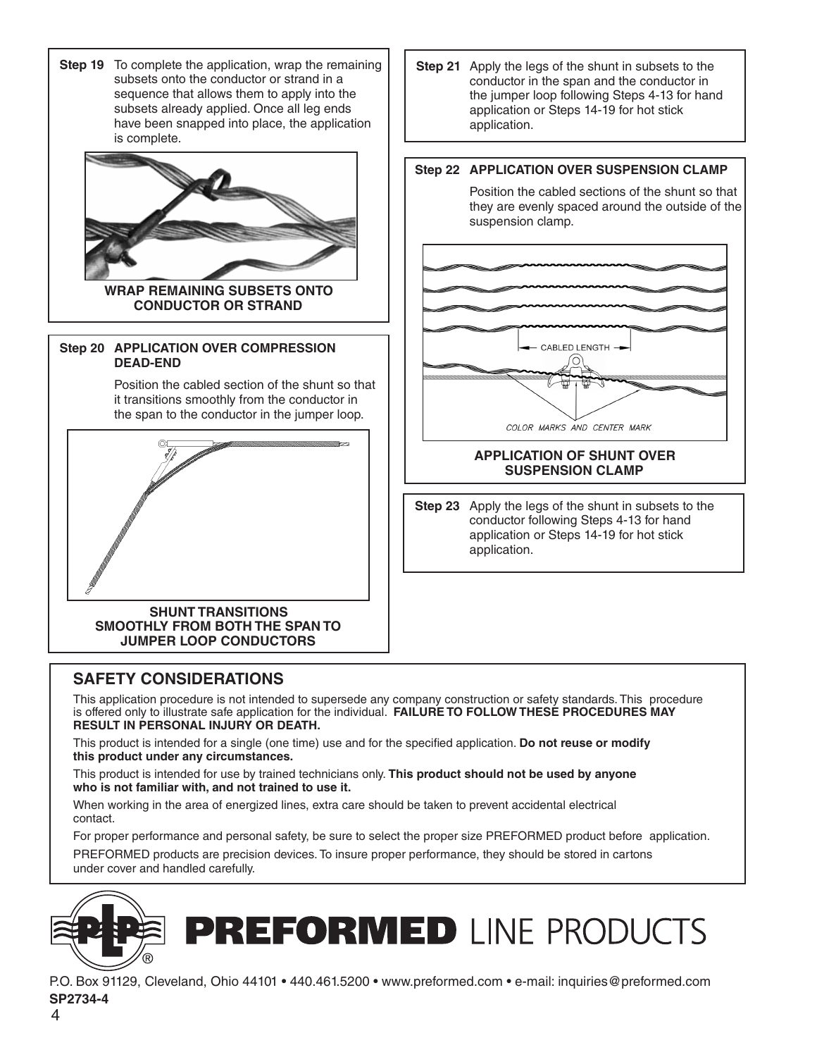**Step 19** To complete the application, wrap the remaining subsets onto the conductor or strand in a sequence that allows them to apply into the subsets already applied. Once all leg ends have been snapped into place, the application is complete.

**WRAP REMAINING SUBSETS ONTO CONDUCTOR OR STRAND**

**Step 20 APPLICATION OVER COMPRESSION DEAD-END**

Position the cabled section of the shunt so that it transitions smoothly from the conductor in the span to the conductor in the jumper loop.

**SHUNT TRANSITIONS SMOOTHLY FROM BOTH THE SPAN TO JUMPER LOOP CONDUCTORS**

**Step 21** Apply the legs of the shunt in subsets to the conductor in the span and the conductor in the jumper loop following Steps 4-13 for hand application or Steps 14-19 for hot stick application.

**Step 22 APPLICATION OVER SUSPENSION CLAMP**

Position the cabled sections of the shunt so that they are evenly spaced around the outside of the suspension clamp.

CABLED LENGTH

COLOR MARKS AND CENTER MARK

**APPLICATION OF SHUNT OVER SUSPENSION CLAMP**

**Step 23** Apply the legs of the shunt in subsets to the conductor following Steps 4-13 for hand application or Steps 14-19 for hot stick application.

## SAFETY CONSIDERATIONS

This application procedure is not intended to supersede any company construction or safety standards. This procedure is offered only to illustrate safe application for the individual. **FAILURE TO FOLLOW THESE PROCEDURES MAY RESULT IN PERSONAL INJURY OR DEATH.**

This product is intended for a single (one time) use and for the specified application. **Do not reuse or modify this product under any circumstances.**

This product is intended for use by trained technicians only. **This product should not be used by anyone who is not familiar with, and not trained to use it.**

When working in the area of energized lines, extra care should be taken to prevent accidental electrical contact.

For proper performance and personal safety, be sure to select the proper size PREFORMED product before application.

PREFORMED products are precision devices. To insure proper performance, they should be stored in cartons under cover and handled carefully.

**PREFORMED** LINE PRODUCTS

P.O. Box 91129, Cleveland, Ohio 44101 • 440.461.5200 • www.preformed.com • e-mail: inquiries@preformed.com

**SP2734-4**